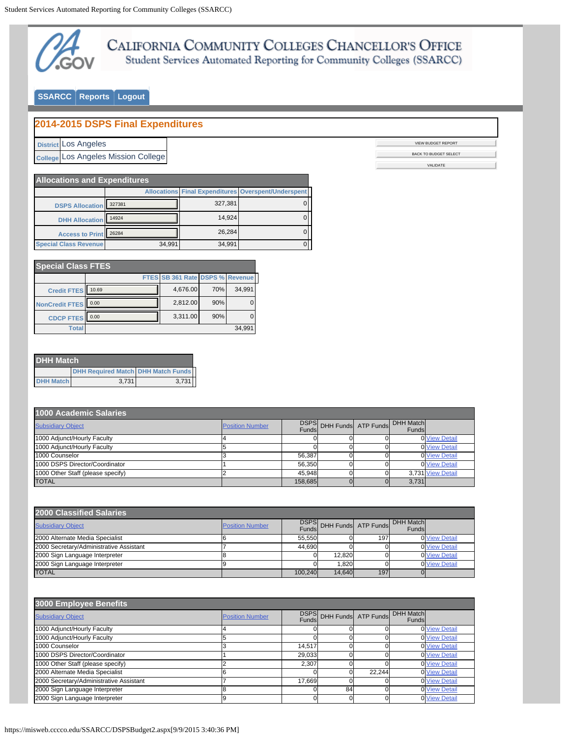CALIFORNIA COMMUNITY COLLEGES CHANCELLOR'S OFFICE
Student Services Automated Reporting for Community Colleges (SSARCC)

SSARCC | Reports | Logout

# 2014-2015 DSPS Final Expenditures

| District | Los Angeles |
|---|---|
| College | Los Angeles Mission College |

VIEW BUDGET REPORT

BACK TO BUDGET SELECT

VALIDATE

## Allocations and Expenditures

| | Allocations | Final Expenditures | Overspent/Underspent |
|---|---|---|---|
| DSPS Allocation | 327381 | 327,381 | 0 |
| DHH Allocation | 14924 | 14,924 | 0 |
| Access to Print | 26284 | 26,284 | 0 |
| Special Class Revenue | 34,991 | 34,991 | 0 |

## Special Class FTES

| | FTES | SB 361 Rate | DSPS % | Revenue |
|---|---|---|---|---|
| Credit FTES | 10.69 | 4,676.00 | 70% | 34,991 |
| NonCredit FTES | 0.00 | 2,812.00 | 90% | 0 |
| CDCP FTES | 0.00 | 3,311.00 | 90% | 0 |
| Total | | | | 34,991 |

## DHH Match

| | DHH Required Match | DHH Match Funds |
|---|---|---|
| DHH Match | 3,731 | 3,731 |

## 1000 Academic Salaries

| Subsidiary Object | Position Number | DSPS Funds | DHH Funds | ATP Funds | DHH Match Funds | |
|---|---|---|---|---|---|---|
| 1000 Adjunct/Hourly Faculty | 4 | 0 | 0 | 0 | 0 | View Detail |
| 1000 Adjunct/Hourly Faculty | 5 | 0 | 0 | 0 | 0 | View Detail |
| 1000 Counselor | 3 | 56,387 | 0 | 0 | 0 | View Detail |
| 1000 DSPS Director/Coordinator | 1 | 56,350 | 0 | 0 | 0 | View Detail |
| 1000 Other Staff (please specify) | 2 | 45,948 | 0 | 0 | 3,731 | View Detail |
| TOTAL | | 158,685 | 0 | 0 | 3,731 | |

## 2000 Classified Salaries

| Subsidiary Object | Position Number | DSPS Funds | DHH Funds | ATP Funds | DHH Match Funds | |
|---|---|---|---|---|---|---|
| 2000 Alternate Media Specialist | 6 | 55,550 | 0 | 197 | 0 | View Detail |
| 2000 Secretary/Administrative Assistant | 7 | 44,690 | 0 | 0 | 0 | View Detail |
| 2000 Sign Language Interpreter | 8 | 0 | 12,820 | 0 | 0 | View Detail |
| 2000 Sign Language Interpreter | 9 | 0 | 1,820 | 0 | 0 | View Detail |
| TOTAL | | 100,240 | 14,640 | 197 | 0 | |

## 3000 Employee Benefits

| Subsidiary Object | Position Number | DSPS Funds | DHH Funds | ATP Funds | DHH Match Funds | |
|---|---|---|---|---|---|---|
| 1000 Adjunct/Hourly Faculty | 4 | 0 | 0 | 0 | 0 | View Detail |
| 1000 Adjunct/Hourly Faculty | 5 | 0 | 0 | 0 | 0 | View Detail |
| 1000 Counselor | 3 | 14,517 | 0 | 0 | 0 | View Detail |
| 1000 DSPS Director/Coordinator | 1 | 29,033 | 0 | 0 | 0 | View Detail |
| 1000 Other Staff (please specify) | 2 | 2,307 | 0 | 0 | 0 | View Detail |
| 2000 Alternate Media Specialist | 6 | 0 | 0 | 22,244 | 0 | View Detail |
| 2000 Secretary/Administrative Assistant | 7 | 17,669 | 0 | 0 | 0 | View Detail |
| 2000 Sign Language Interpreter | 8 | 0 | 84 | 0 | 0 | View Detail |
| 2000 Sign Language Interpreter | 9 | 0 | 0 | 0 | 0 | View Detail |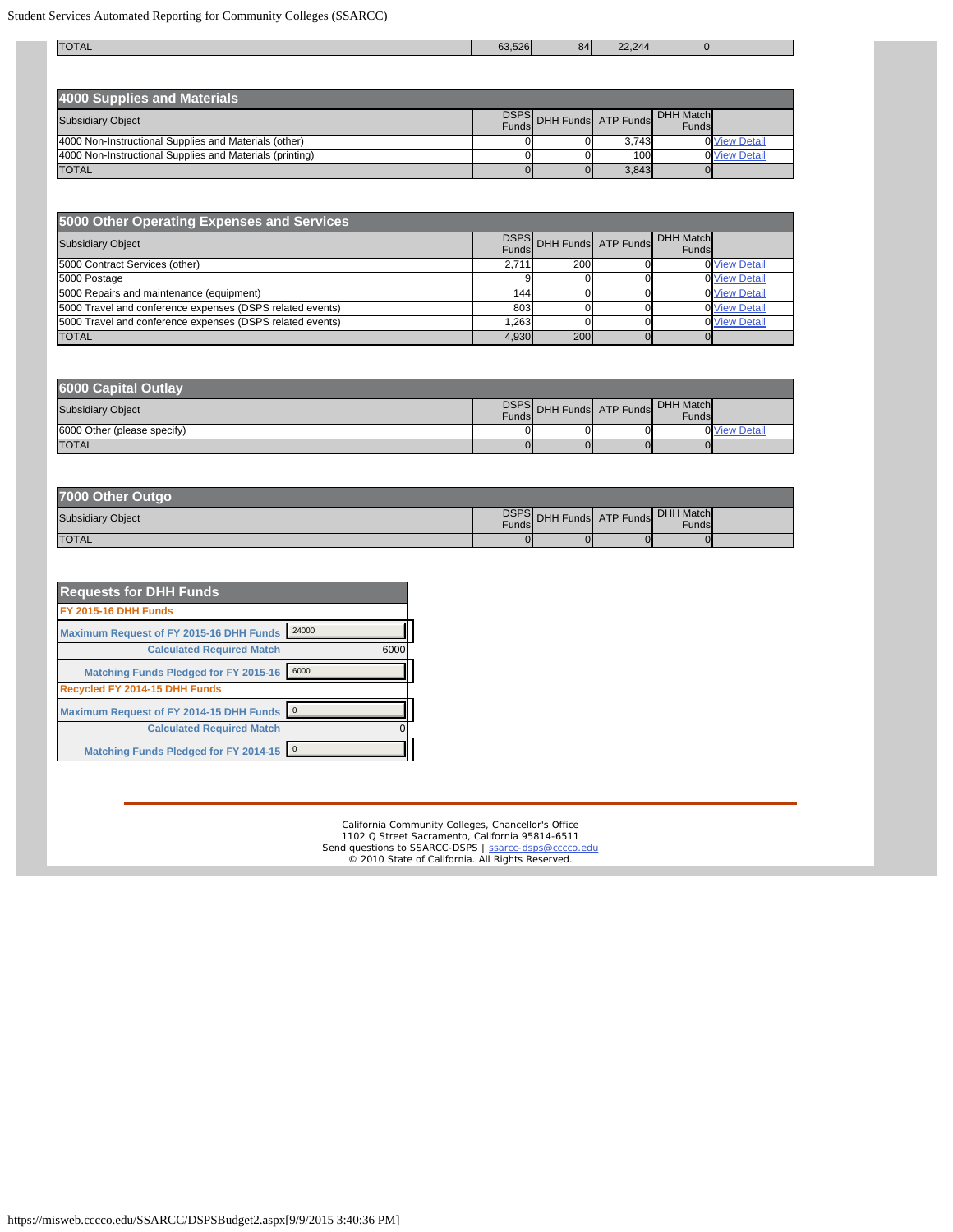| TOTAL | | 63,526 | 84 | 22,244 | 0 | |
|---|---|---|---|---|---|---|

## 4000 Supplies and Materials

| Subsidiary Object | DSPS Funds | DHH Funds | ATP Funds | DHH Match Funds | |
|---|---|---|---|---|---|
| 4000 Non-Instructional Supplies and Materials (other) | 0 | 0 | 3,743 | 0 | View Detail |
| 4000 Non-Instructional Supplies and Materials (printing) | 0 | 0 | 100 | 0 | View Detail |
| TOTAL | 0 | 0 | 3,843 | 0 | |

## 5000 Other Operating Expenses and Services

| Subsidiary Object | DSPS Funds | DHH Funds | ATP Funds | DHH Match Funds | |
|---|---|---|---|---|---|
| 5000 Contract Services (other) | 2,711 | 200 | 0 | 0 | View Detail |
| 5000 Postage | 9 | 0 | 0 | 0 | View Detail |
| 5000 Repairs and maintenance (equipment) | 144 | 0 | 0 | 0 | View Detail |
| 5000 Travel and conference expenses (DSPS related events) | 803 | 0 | 0 | 0 | View Detail |
| 5000 Travel and conference expenses (DSPS related events) | 1,263 | 0 | 0 | 0 | View Detail |
| TOTAL | 4,930 | 200 | 0 | 0 | |

## 6000 Capital Outlay

| Subsidiary Object | DSPS Funds | DHH Funds | ATP Funds | DHH Match Funds | |
|---|---|---|---|---|---|
| 6000 Other (please specify) | 0 | 0 | 0 | 0 | View Detail |
| TOTAL | 0 | 0 | 0 | 0 | |

## 7000 Other Outgo

| Subsidiary Object | DSPS Funds | DHH Funds | ATP Funds | DHH Match Funds | |
|---|---|---|---|---|---|
| TOTAL | 0 | 0 | 0 | 0 | |

## Requests for DHH Funds

| | |
|---|---|
| **FY 2015-16 DHH Funds** | |
| Maximum Request of FY 2015-16 DHH Funds | 24000 |
| Calculated Required Match | 6000 |
| Matching Funds Pledged for FY 2015-16 | 6000 |
| **Recycled FY 2014-15 DHH Funds** | |
| Maximum Request of FY 2014-15 DHH Funds | 0 |
| Calculated Required Match | 0 |
| Matching Funds Pledged for FY 2014-15 | 0 |

California Community Colleges, Chancellor's Office
1102 Q Street Sacramento, California 95814-6511
Send questions to SSARCC-DSPS | ssarcc-dsps@cccco.edu
© 2010 State of California. All Rights Reserved.